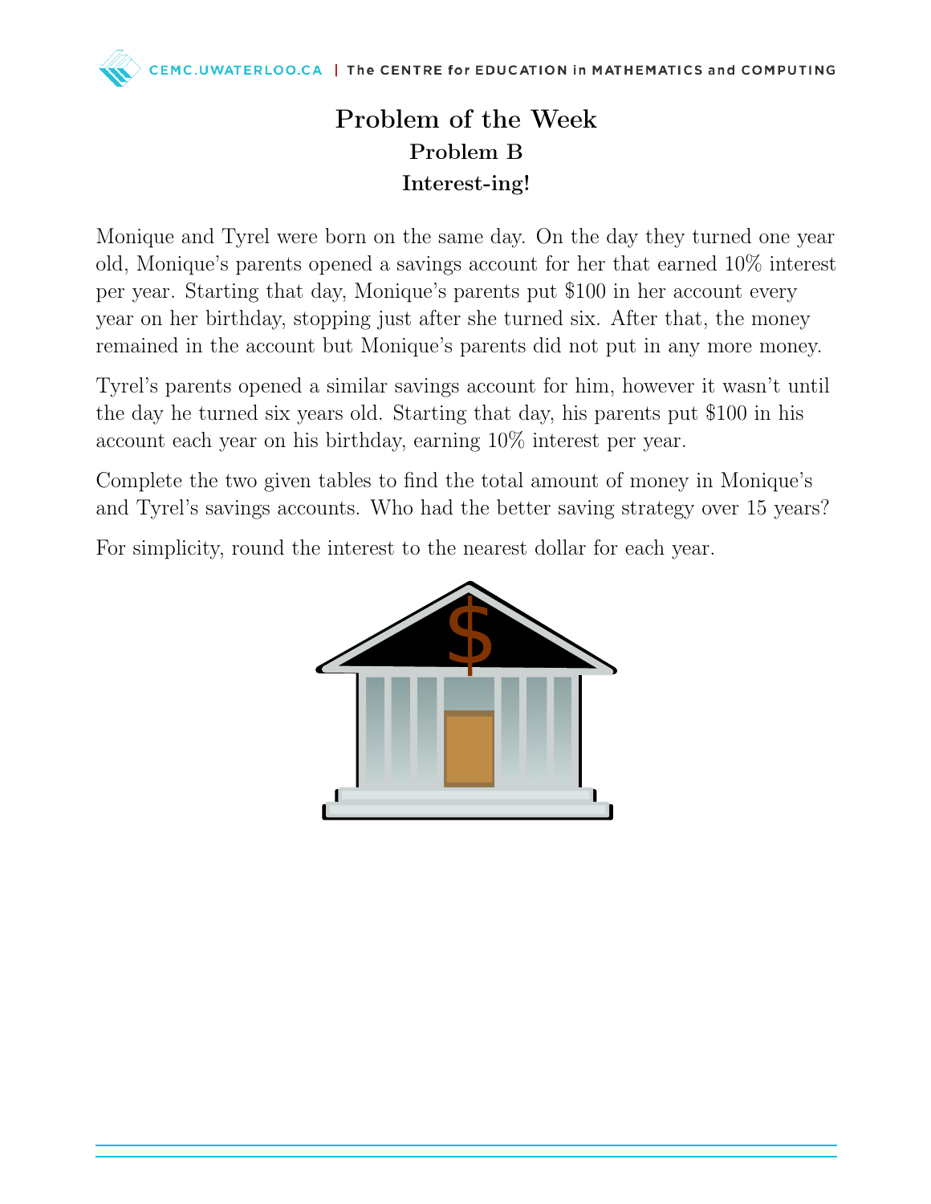# Problem of the Week

## Problem B

### Interest-ing!

Monique and Tyrel were born on the same day. On the day they turned one year old, Monique's parents opened a savings account for her that earned 10% interest per year. Starting that day, Monique's parents put $100 in her account every year on her birthday, stopping just after she turned six. After that, the money remained in the account but Monique's parents did not put in any more money.

Tyrel's parents opened a similar savings account for him, however it wasn't until the day he turned six years old. Starting that day, his parents put $100 in his account each year on his birthday, earning 10% interest per year.

Complete the two given tables to find the total amount of money in Monique's and Tyrel's savings accounts. Who had the better saving strategy over 15 years?

For simplicity, round the interest to the nearest dollar for each year.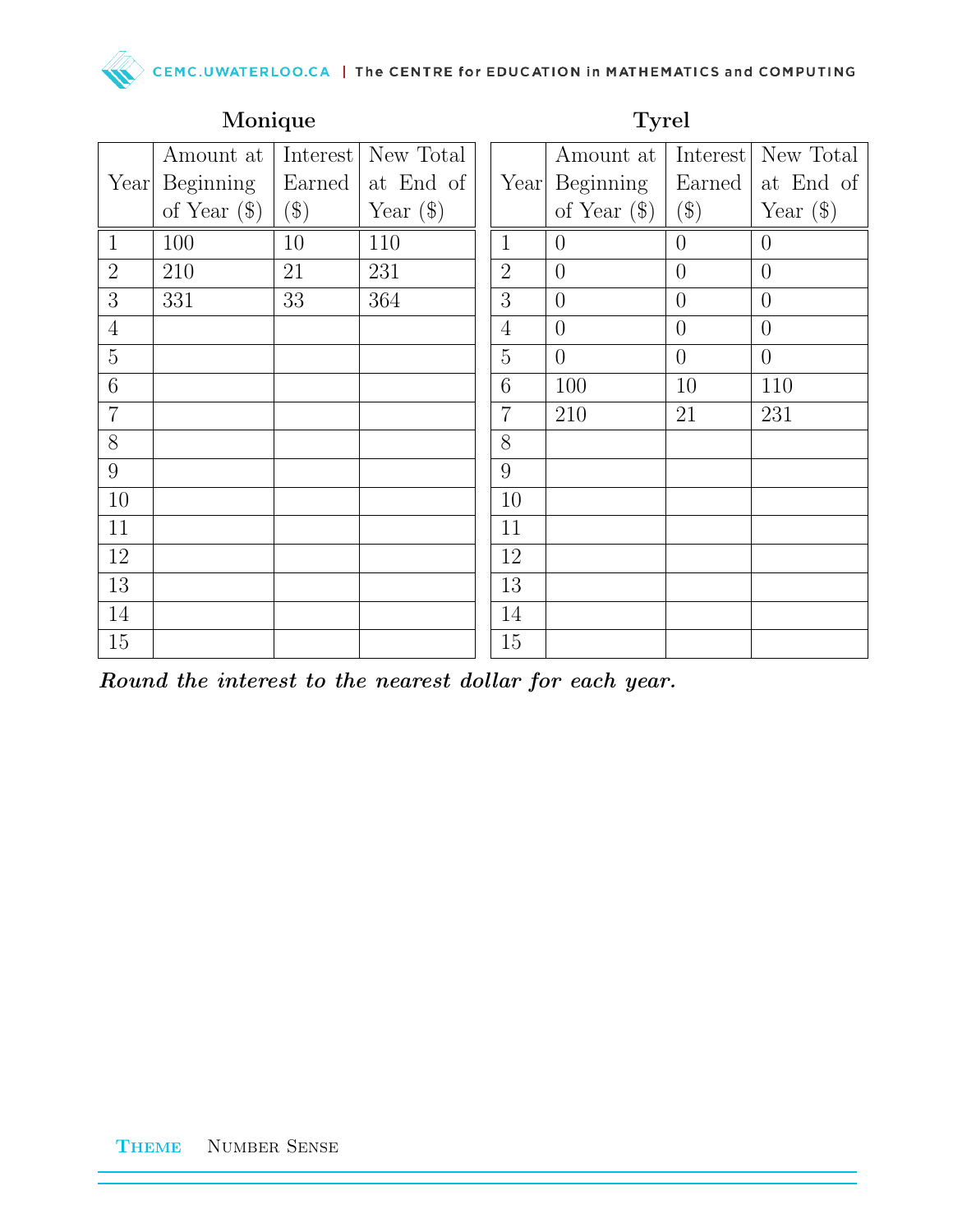**Monique**

| Year | Amount at Beginning of Year ($) | Interest Earned ($) | New Total at End of Year ($) |
|---|---|---|---|
| 1 | 100 | 10 | 110 |
| 2 | 210 | 21 | 231 |
| 3 | 331 | 33 | 364 |
| 4 | | | |
| 5 | | | |
| 6 | | | |
| 7 | | | |
| 8 | | | |
| 9 | | | |
| 10 | | | |
| 11 | | | |
| 12 | | | |
| 13 | | | |
| 14 | | | |
| 15 | | | |

**Tyrel**

| Year | Amount at Beginning of Year ($) | Interest Earned ($) | New Total at End of Year ($) |
|---|---|---|---|
| 1 | 0 | 0 | 0 |
| 2 | 0 | 0 | 0 |
| 3 | 0 | 0 | 0 |
| 4 | 0 | 0 | 0 |
| 5 | 0 | 0 | 0 |
| 6 | 100 | 10 | 110 |
| 7 | 210 | 21 | 231 |
| 8 | | | |
| 9 | | | |
| 10 | | | |
| 11 | | | |
| 12 | | | |
| 13 | | | |
| 14 | | | |
| 15 | | | |

***Round the interest to the nearest dollar for each year.***

**Theme** Number Sense